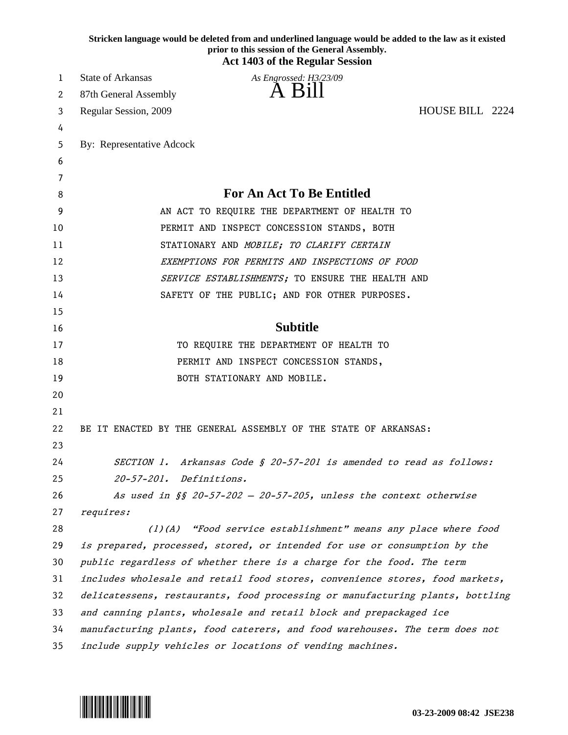**Stricken language would be deleted from and underlined language would be added to the law as it existed prior to this session of the General Assembly.**

**Act 1403 of the Regular Session**

State of Arkansas *As Engrossed: H3/23/09*

87th General Assembly

# A Bill

Regular Session, 2009 HOUSE BILL 2224

By: Representative Adcock

## For An Act To Be Entitled

AN ACT TO REQUIRE THE DEPARTMENT OF HEALTH TO PERMIT AND INSPECT CONCESSION STANDS, BOTH STATIONARY AND *MOBILE; TO CLARIFY CERTAIN EXEMPTIONS FOR PERMITS AND INSPECTIONS OF FOOD SERVICE ESTABLISHMENTS;* TO ENSURE THE HEALTH AND SAFETY OF THE PUBLIC; AND FOR OTHER PURPOSES.

## Subtitle

TO REQUIRE THE DEPARTMENT OF HEALTH TO PERMIT AND INSPECT CONCESSION STANDS, BOTH STATIONARY AND MOBILE.

BE IT ENACTED BY THE GENERAL ASSEMBLY OF THE STATE OF ARKANSAS:

*SECTION 1. Arkansas Code § 20-57-201 is amended to read as follows:*

*20-57-201. Definitions.*

*As used in §§ 20-57-202 — 20-57-205, unless the context otherwise requires:*

*(1)(A) "Food service establishment" means any place where food is prepared, processed, stored, or intended for use or consumption by the public regardless of whether there is a charge for the food. The term includes wholesale and retail food stores, convenience stores, food markets, delicatessens, restaurants, food processing or manufacturing plants, bottling and canning plants, wholesale and retail block and prepackaged ice manufacturing plants, food caterers, and food warehouses. The term does not include supply vehicles or locations of vending machines.*

03-23-2009 08:42 JSE238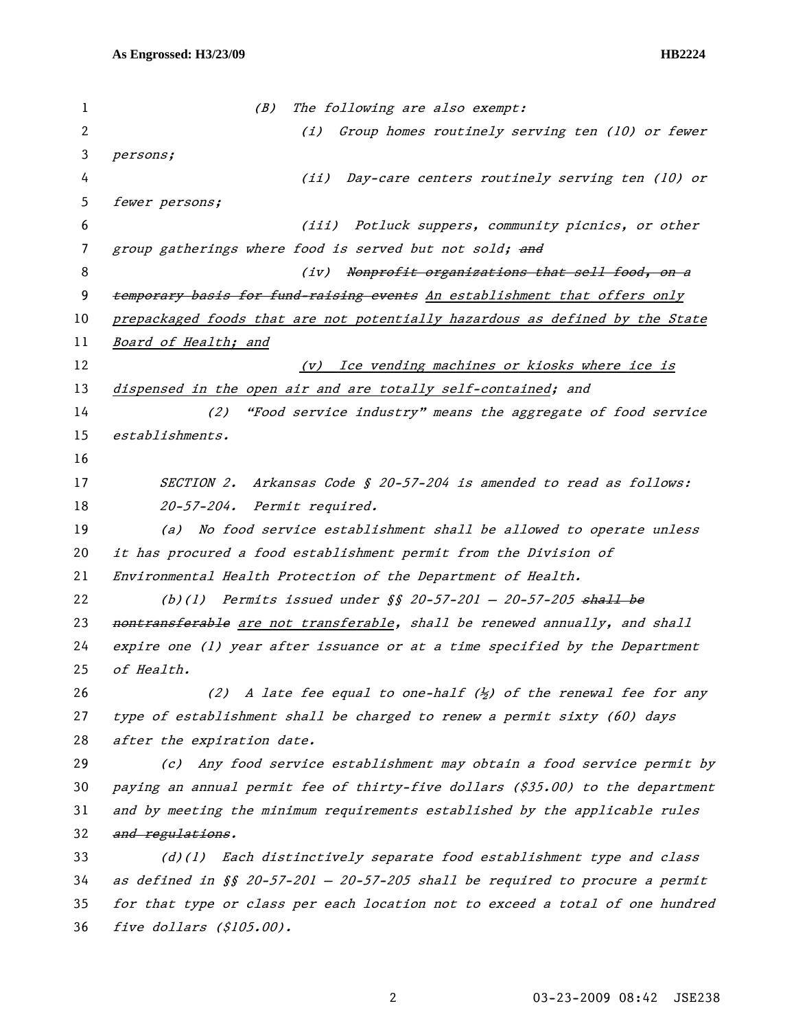(B) The following are also exempt:

(i) Group homes routinely serving ten (10) or fewer persons;

(ii) Day-care centers routinely serving ten (10) or fewer persons;

(iii) Potluck suppers, community picnics, or other group gatherings where food is served but not sold; ~~and~~

(iv) ~~Nonprofit organizations that sell food, on a temporary basis for fund-raising events~~ An establishment that offers only prepackaged foods that are not potentially hazardous as defined by the State Board of Health; and

(v) Ice vending machines or kiosks where ice is dispensed in the open air and are totally self-contained; and

(2) "Food service industry" means the aggregate of food service establishments.

SECTION 2. Arkansas Code § 20-57-204 is amended to read as follows:

20-57-204. Permit required.

(a) No food service establishment shall be allowed to operate unless it has procured a food establishment permit from the Division of Environmental Health Protection of the Department of Health.

(b)(1) Permits issued under §§ 20-57-201 — 20-57-205 ~~shall be nontransferable~~ are not transferable, shall be renewed annually, and shall expire one (1) year after issuance or at a time specified by the Department of Health.

(2) A late fee equal to one-half (½) of the renewal fee for any type of establishment shall be charged to renew a permit sixty (60) days after the expiration date.

(c) Any food service establishment may obtain a food service permit by paying an annual permit fee of thirty-five dollars ($35.00) to the department and by meeting the minimum requirements established by the applicable rules ~~and regulations~~.

(d)(1) Each distinctively separate food establishment type and class as defined in §§ 20-57-201 — 20-57-205 shall be required to procure a permit for that type or class per each location not to exceed a total of one hundred five dollars ($105.00).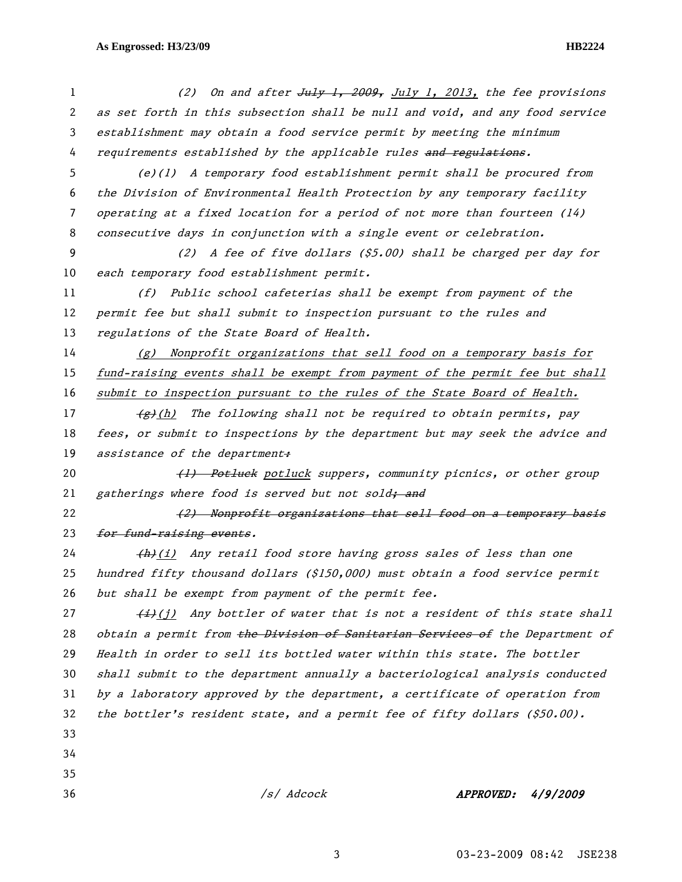(2) On and after ~~July 1, 2009,~~ July 1, 2013, the fee provisions as set forth in this subsection shall be null and void, and any food service establishment may obtain a food service permit by meeting the minimum requirements established by the applicable rules ~~and regulations~~.

(e)(1) A temporary food establishment permit shall be procured from the Division of Environmental Health Protection by any temporary facility operating at a fixed location for a period of not more than fourteen (14) consecutive days in conjunction with a single event or celebration.

(2) A fee of five dollars ($5.00) shall be charged per day for each temporary food establishment permit.

(f) Public school cafeterias shall be exempt from payment of the permit fee but shall submit to inspection pursuant to the rules and regulations of the State Board of Health.

(g) Nonprofit organizations that sell food on a temporary basis for fund-raising events shall be exempt from payment of the permit fee but shall submit to inspection pursuant to the rules of the State Board of Health.

~~(g)~~(h) The following shall not be required to obtain permits, pay fees, or submit to inspections by the department but may seek the advice and assistance of the department~~:~~

~~(1) Potluck~~ potluck suppers, community picnics, or other group gatherings where food is served but not sold~~; and~~

~~(2) Nonprofit organizations that sell food on a temporary basis for fund-raising events.~~

~~(h)~~(i) Any retail food store having gross sales of less than one hundred fifty thousand dollars ($150,000) must obtain a food service permit but shall be exempt from payment of the permit fee.

~~(i)~~(j) Any bottler of water that is not a resident of this state shall obtain a permit from ~~the Division of Sanitarian Services of~~ the Department of Health in order to sell its bottled water within this state. The bottler shall submit to the department annually a bacteriological analysis conducted by a laboratory approved by the department, a certificate of operation from the bottler's resident state, and a permit fee of fifty dollars ($50.00).

/s/ Adcock

**APPROVED: 4/9/2009**

03-23-2009 08:42 JSE238